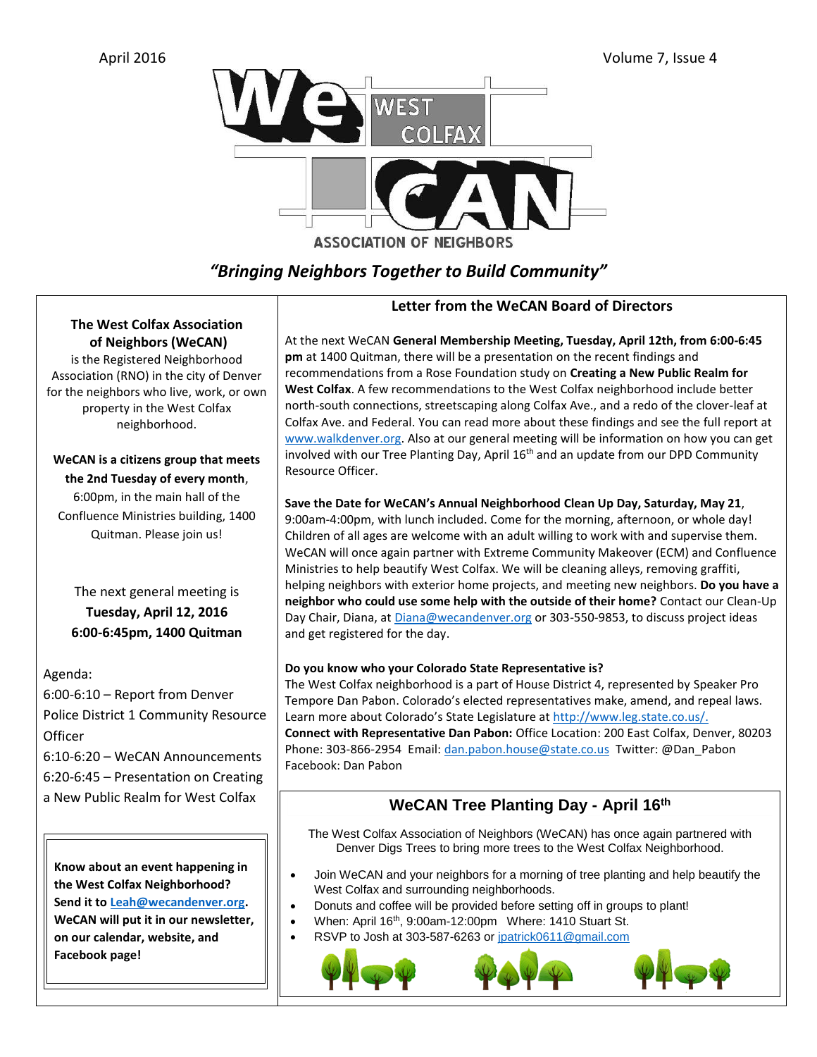# WeCAN — West Colfax Association of Neighbors

*"Bringing Neighbors Together to Build Community"*

**The West Colfax Association of Neighbors (WeCAN)** is the Registered Neighborhood Association (RNO) in the city of Denver for the neighbors who live, work, or own property in the West Colfax neighborhood.

**WeCAN is a citizens group that meets the 2nd Tuesday of every month**, 6:00pm, in the main hall of the Confluence Ministries building, 1400 Quitman. Please join us!

The next general meeting is
**Tuesday, April 12, 2016**
**6:00-6:45pm, 1400 Quitman**

Agenda:
6:00-6:10 – Report from Denver Police District 1 Community Resource Officer
6:10-6:20 – WeCAN Announcements
6:20-6:45 – Presentation on Creating a New Public Realm for West Colfax

**Know about an event happening in the West Colfax Neighborhood? Send it to Leah@wecandenver.org. WeCAN will put it in our newsletter, on our calendar, website, and Facebook page!**

## Letter from the WeCAN Board of Directors

At the next WeCAN **General Membership Meeting, Tuesday, April 12th, from 6:00-6:45 pm** at 1400 Quitman, there will be a presentation on the recent findings and recommendations from a Rose Foundation study on **Creating a New Public Realm for West Colfax**. A few recommendations to the West Colfax neighborhood include better north-south connections, streetscaping along Colfax Ave., and a redo of the clover-leaf at Colfax Ave. and Federal. You can read more about these findings and see the full report at www.walkdenver.org. Also at our general meeting will be information on how you can get involved with our Tree Planting Day, April 16th and an update from our DPD Community Resource Officer.

**Save the Date for WeCAN's Annual Neighborhood Clean Up Day, Saturday, May 21**, 9:00am-4:00pm, with lunch included. Come for the morning, afternoon, or whole day! Children of all ages are welcome with an adult willing to work with and supervise them. WeCAN will once again partner with Extreme Community Makeover (ECM) and Confluence Ministries to help beautify West Colfax. We will be cleaning alleys, removing graffiti, helping neighbors with exterior home projects, and meeting new neighbors. **Do you have a neighbor who could use some help with the outside of their home?** Contact our Clean-Up Day Chair, Diana, at Diana@wecandenver.org or 303-550-9853, to discuss project ideas and get registered for the day.

**Do you know who your Colorado State Representative is?**
The West Colfax neighborhood is a part of House District 4, represented by Speaker Pro Tempore Dan Pabon. Colorado's elected representatives make, amend, and repeal laws. Learn more about Colorado's State Legislature at http://www.leg.state.co.us/.
**Connect with Representative Dan Pabon:** Office Location: 200 East Colfax, Denver, 80203
Phone: 303-866-2954 Email: dan.pabon.house@state.co.us Twitter: @Dan_Pabon
Facebook: Dan Pabon

## WeCAN Tree Planting Day - April 16th

The West Colfax Association of Neighbors (WeCAN) has once again partnered with Denver Digs Trees to bring more trees to the West Colfax Neighborhood.

- Join WeCAN and your neighbors for a morning of tree planting and help beautify the West Colfax and surrounding neighborhoods.
- Donuts and coffee will be provided before setting off in groups to plant!
- When: April 16th, 9:00am-12:00pm Where: 1410 Stuart St.
- RSVP to Josh at 303-587-6263 or jpatrick0611@gmail.com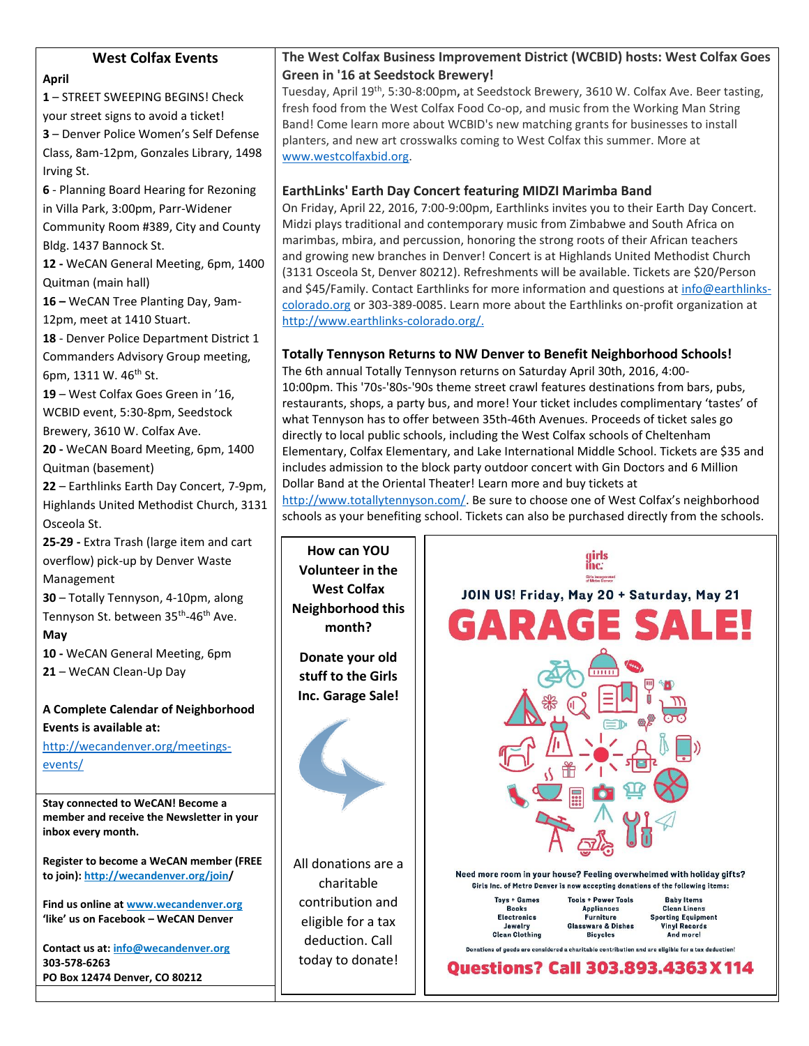## West Colfax Events

**April**

**1** – STREET SWEEPING BEGINS! Check your street signs to avoid a ticket!

**3** – Denver Police Women's Self Defense Class, 8am-12pm, Gonzales Library, 1498 Irving St.

**6** - Planning Board Hearing for Rezoning in Villa Park, 3:00pm, Parr-Widener Community Room #389, City and County Bldg. 1437 Bannock St.

**12 -** WeCAN General Meeting, 6pm, 1400 Quitman (main hall)

**16 –** WeCAN Tree Planting Day, 9am-12pm, meet at 1410 Stuart.

**18** - Denver Police Department District 1 Commanders Advisory Group meeting, 6pm, 1311 W. 46th St.

**19** – West Colfax Goes Green in '16, WCBID event, 5:30-8pm, Seedstock Brewery, 3610 W. Colfax Ave.

**20 -** WeCAN Board Meeting, 6pm, 1400 Quitman (basement)

**22** – Earthlinks Earth Day Concert, 7-9pm, Highlands United Methodist Church, 3131 Osceola St.

**25-29 -** Extra Trash (large item and cart overflow) pick-up by Denver Waste Management

**30** – Totally Tennyson, 4-10pm, along Tennyson St. between 35th-46th Ave.

**May**

**10 -** WeCAN General Meeting, 6pm

**21** – WeCAN Clean-Up Day

**A Complete Calendar of Neighborhood Events is available at:** http://wecandenver.org/meetings-events/

**Stay connected to WeCAN! Become a member and receive the Newsletter in your inbox every month.**

**Register to become a WeCAN member (FREE to join): http://wecandenver.org/join/**

**Find us online at www.wecandenver.org**
**'like' us on Facebook – WeCAN Denver**

**Contact us at: info@wecandenver.org**
**303-578-6263**
**PO Box 12474 Denver, CO 80212**

### The West Colfax Business Improvement District (WCBID) hosts: West Colfax Goes Green in '16 at Seedstock Brewery!

Tuesday, April 19th, 5:30-8:00pm**,** at Seedstock Brewery, 3610 W. Colfax Ave. Beer tasting, fresh food from the West Colfax Food Co-op, and music from the Working Man String Band! Come learn more about WCBID's new matching grants for businesses to install planters, and new art crosswalks coming to West Colfax this summer. More at www.westcolfaxbid.org.

### EarthLinks' Earth Day Concert featuring MIDZI Marimba Band

On Friday, April 22, 2016, 7:00-9:00pm, Earthlinks invites you to their Earth Day Concert. Midzi plays traditional and contemporary music from Zimbabwe and South Africa on marimbas, mbira, and percussion, honoring the strong roots of their African teachers and growing new branches in Denver! Concert is at Highlands United Methodist Church (3131 Osceola St, Denver 80212). Refreshments will be available. Tickets are $20/Person and $45/Family. Contact Earthlinks for more information and questions at info@earthlinks-colorado.org or 303-389-0085. Learn more about the Earthlinks on-profit organization at http://www.earthlinks-colorado.org/.

### Totally Tennyson Returns to NW Denver to Benefit Neighborhood Schools!

The 6th annual Totally Tennyson returns on Saturday April 30th, 2016, 4:00-10:00pm. This '70s-'80s-'90s theme street crawl features destinations from bars, pubs, restaurants, shops, a party bus, and more! Your ticket includes complimentary 'tastes' of what Tennyson has to offer between 35th-46th Avenues. Proceeds of ticket sales go directly to local public schools, including the West Colfax schools of Cheltenham Elementary, Colfax Elementary, and Lake International Middle School. Tickets are $35 and includes admission to the block party outdoor concert with Gin Doctors and 6 Million Dollar Band at the Oriental Theater! Learn more and buy tickets at http://www.totallytennyson.com/. Be sure to choose one of West Colfax's neighborhood schools as your benefiting school. Tickets can also be purchased directly from the schools.

**How can YOU Volunteer in the West Colfax Neighborhood this month?**

**Donate your old stuff to the Girls Inc. Garage Sale!**

All donations are a charitable contribution and eligible for a tax deduction. Call today to donate!

girls inc.

JOIN US! Friday, May 20 + Saturday, May 21

# GARAGE SALE!

Need more room in your house? Feeling overwhelmed with holiday gifts?
Girls Inc. of Metro Denver is now accepting donations of the following items:

Toys + Games
Books
Electronics
Jewelry
Clean Clothing

Tools + Power Tools
Appliances
Furniture
Glassware & Dishes
Bicycles

Baby Items
Clean Linens
Sporting Equipment
Vinyl Records
And more!

Donations of goods are considered a charitable contribution and are eligible for a tax deduction!

**Questions? Call 303.893.4363 X 114**